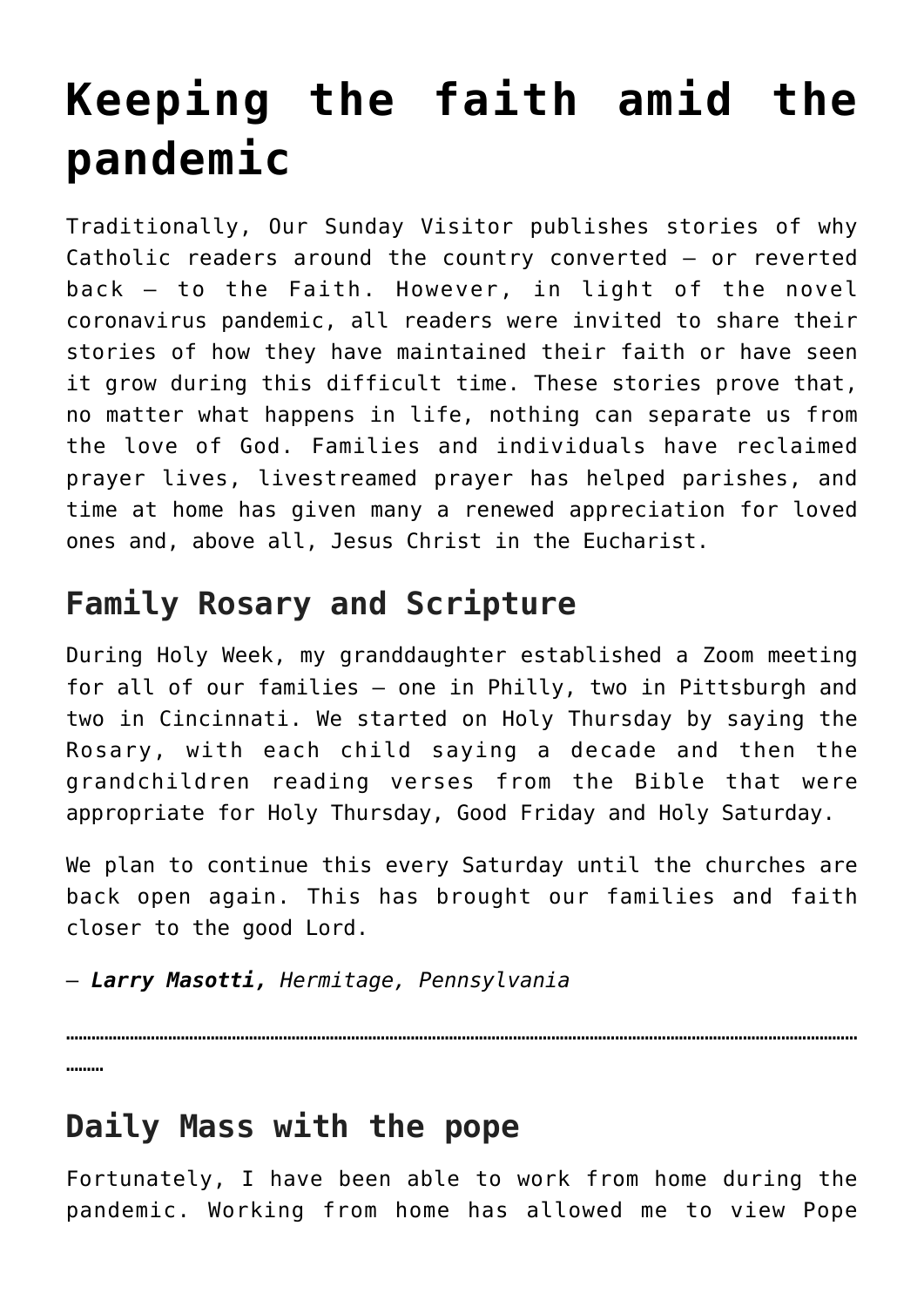# Keeping the faith amid the pandemic

Traditionally, Our Sunday Visitor publishes stories of why Catholic readers around the country converted — or reverted back — to the Faith. However, in light of the novel coronavirus pandemic, all readers were invited to share their stories of how they have maintained their faith or have seen it grow during this difficult time. These stories prove that, no matter what happens in life, nothing can separate us from the love of God. Families and individuals have reclaimed prayer lives, livestreamed prayer has helped parishes, and time at home has given many a renewed appreciation for loved ones and, above all, Jesus Christ in the Eucharist.

## Family Rosary and Scripture

During Holy Week, my granddaughter established a Zoom meeting for all of our families — one in Philly, two in Pittsburgh and two in Cincinnati. We started on Holy Thursday by saying the Rosary, with each child saying a decade and then the grandchildren reading verses from the Bible that were appropriate for Holy Thursday, Good Friday and Holy Saturday.

We plan to continue this every Saturday until the churches are back open again. This has brought our families and faith closer to the good Lord.

— ***Larry Masotti,*** *Hermitage, Pennsylvania*

**…………………………………………………………………………………………………………………………………………………………**

## Daily Mass with the pope

Fortunately, I have been able to work from home during the pandemic. Working from home has allowed me to view Pope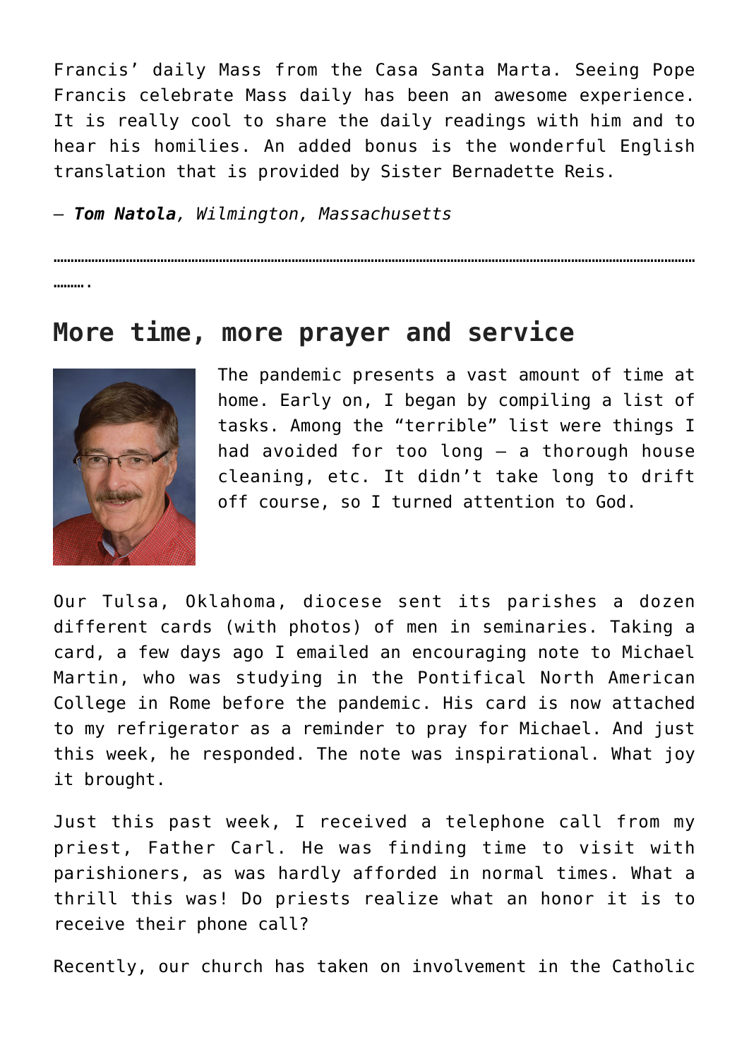Francis' daily Mass from the Casa Santa Marta. Seeing Pope Francis celebrate Mass daily has been an awesome experience. It is really cool to share the daily readings with him and to hear his homilies. An added bonus is the wonderful English translation that is provided by Sister Bernadette Reis.

– ***Tom Natola**, Wilmington, Massachusetts*

…………………………………………………………………………………………………………………………………………………………………………………………….

## More time, more prayer and service

The pandemic presents a vast amount of time at home. Early on, I began by compiling a list of tasks. Among the "terrible" list were things I had avoided for too long – a thorough house cleaning, etc. It didn't take long to drift off course, so I turned attention to God.

Our Tulsa, Oklahoma, diocese sent its parishes a dozen different cards (with photos) of men in seminaries. Taking a card, a few days ago I emailed an encouraging note to Michael Martin, who was studying in the Pontifical North American College in Rome before the pandemic. His card is now attached to my refrigerator as a reminder to pray for Michael. And just this week, he responded. The note was inspirational. What joy it brought.

Just this past week, I received a telephone call from my priest, Father Carl. He was finding time to visit with parishioners, as was hardly afforded in normal times. What a thrill this was! Do priests realize what an honor it is to receive their phone call?

Recently, our church has taken on involvement in the Catholic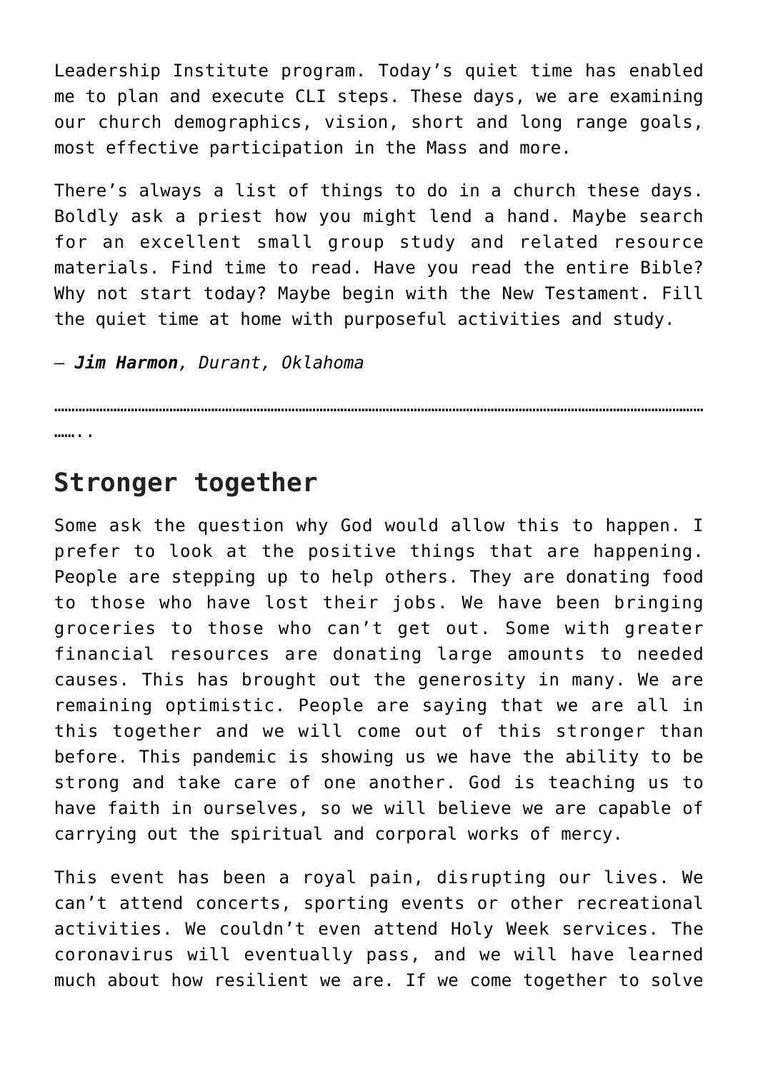Leadership Institute program. Today's quiet time has enabled me to plan and execute CLI steps. These days, we are examining our church demographics, vision, short and long range goals, most effective participation in the Mass and more.

There's always a list of things to do in a church these days. Boldly ask a priest how you might lend a hand. Maybe search for an excellent small group study and related resource materials. Find time to read. Have you read the entire Bible? Why not start today? Maybe begin with the New Testament. Fill the quiet time at home with purposeful activities and study.

— ***Jim Harmon****, Durant, Oklahoma*

………………………………………………………………………………………………………………………………………………………………………………………..

## Stronger together

Some ask the question why God would allow this to happen. I prefer to look at the positive things that are happening. People are stepping up to help others. They are donating food to those who have lost their jobs. We have been bringing groceries to those who can't get out. Some with greater financial resources are donating large amounts to needed causes. This has brought out the generosity in many. We are remaining optimistic. People are saying that we are all in this together and we will come out of this stronger than before. This pandemic is showing us we have the ability to be strong and take care of one another. God is teaching us to have faith in ourselves, so we will believe we are capable of carrying out the spiritual and corporal works of mercy.

This event has been a royal pain, disrupting our lives. We can't attend concerts, sporting events or other recreational activities. We couldn't even attend Holy Week services. The coronavirus will eventually pass, and we will have learned much about how resilient we are. If we come together to solve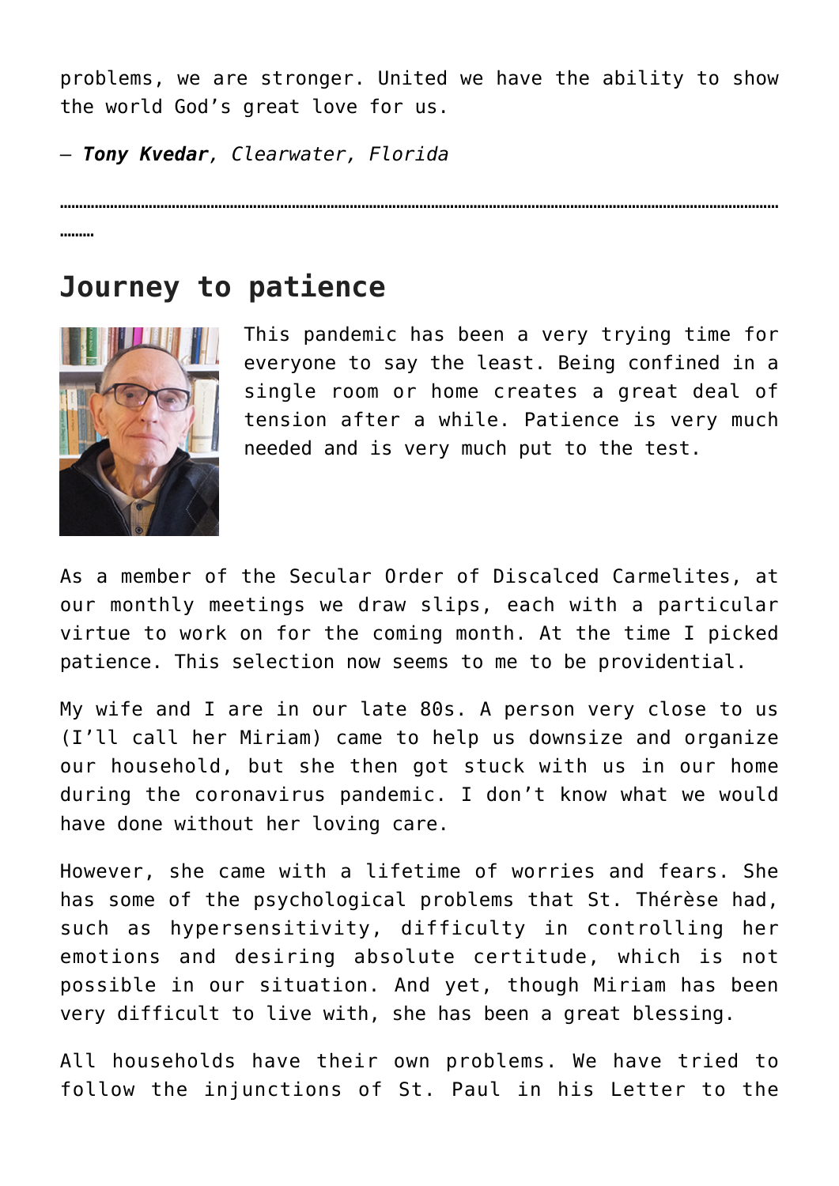problems, we are stronger. United we have the ability to show the world God's great love for us.

– ***Tony Kvedar****, Clearwater, Florida*

**…………………………………………………………………………………………………………………………………………………………………………………………**

## Journey to patience

This pandemic has been a very trying time for everyone to say the least. Being confined in a single room or home creates a great deal of tension after a while. Patience is very much needed and is very much put to the test.

As a member of the Secular Order of Discalced Carmelites, at our monthly meetings we draw slips, each with a particular virtue to work on for the coming month. At the time I picked patience. This selection now seems to me to be providential.

My wife and I are in our late 80s. A person very close to us (I'll call her Miriam) came to help us downsize and organize our household, but she then got stuck with us in our home during the coronavirus pandemic. I don't know what we would have done without her loving care.

However, she came with a lifetime of worries and fears. She has some of the psychological problems that St. Thérèse had, such as hypersensitivity, difficulty in controlling her emotions and desiring absolute certitude, which is not possible in our situation. And yet, though Miriam has been very difficult to live with, she has been a great blessing.

All households have their own problems. We have tried to follow the injunctions of St. Paul in his Letter to the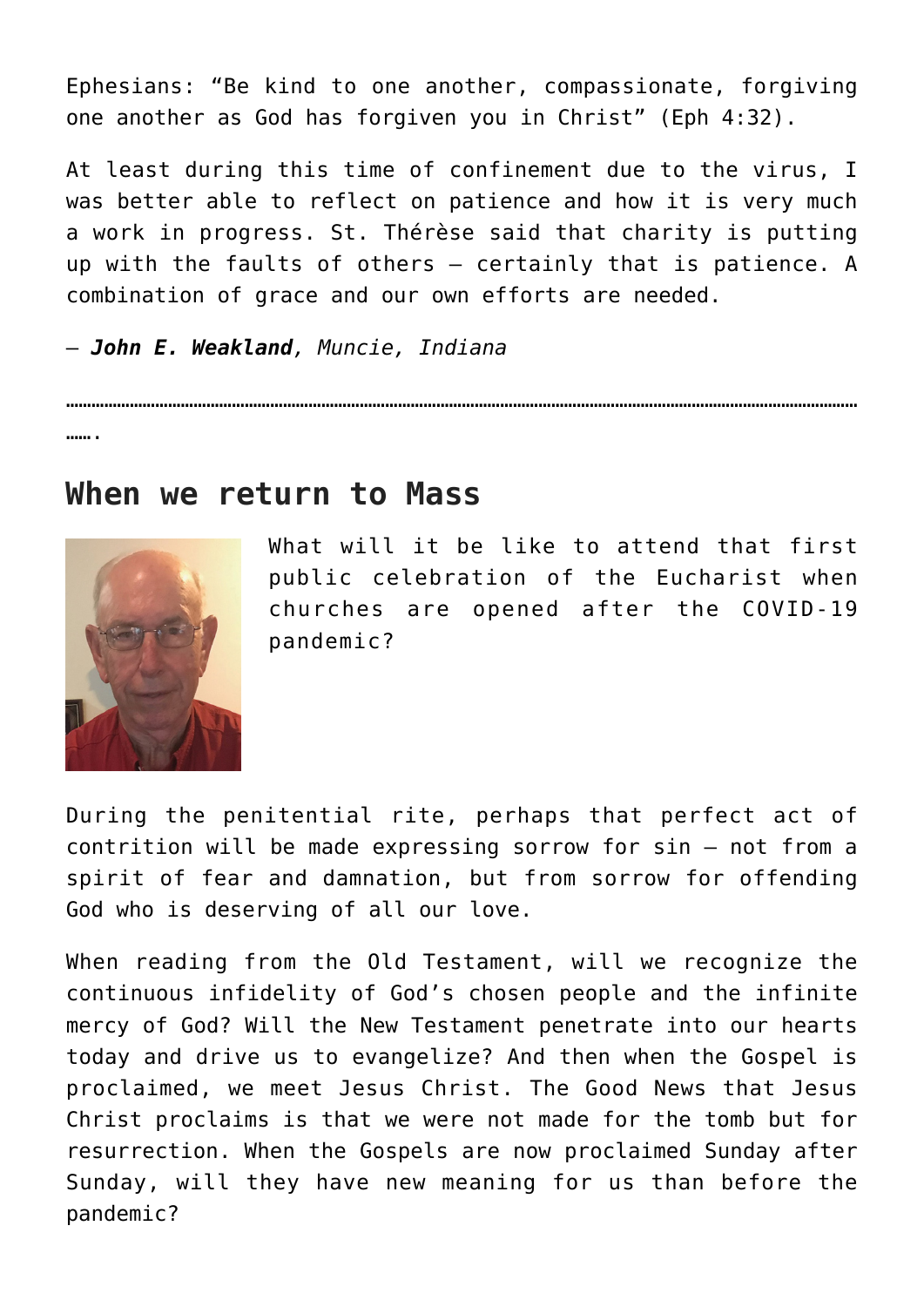Ephesians: "Be kind to one another, compassionate, forgiving one another as God has forgiven you in Christ" (Eph 4:32).

At least during this time of confinement due to the virus, I was better able to reflect on patience and how it is very much a work in progress. St. Thérèse said that charity is putting up with the faults of others — certainly that is patience. A combination of grace and our own efforts are needed.

— ***John E. Weakland****, Muncie, Indiana*

…………………………………………………………………………………………………………………………………………………………….

## When we return to Mass

What will it be like to attend that first public celebration of the Eucharist when churches are opened after the COVID-19 pandemic?

During the penitential rite, perhaps that perfect act of contrition will be made expressing sorrow for sin — not from a spirit of fear and damnation, but from sorrow for offending God who is deserving of all our love.

When reading from the Old Testament, will we recognize the continuous infidelity of God's chosen people and the infinite mercy of God? Will the New Testament penetrate into our hearts today and drive us to evangelize? And then when the Gospel is proclaimed, we meet Jesus Christ. The Good News that Jesus Christ proclaims is that we were not made for the tomb but for resurrection. When the Gospels are now proclaimed Sunday after Sunday, will they have new meaning for us than before the pandemic?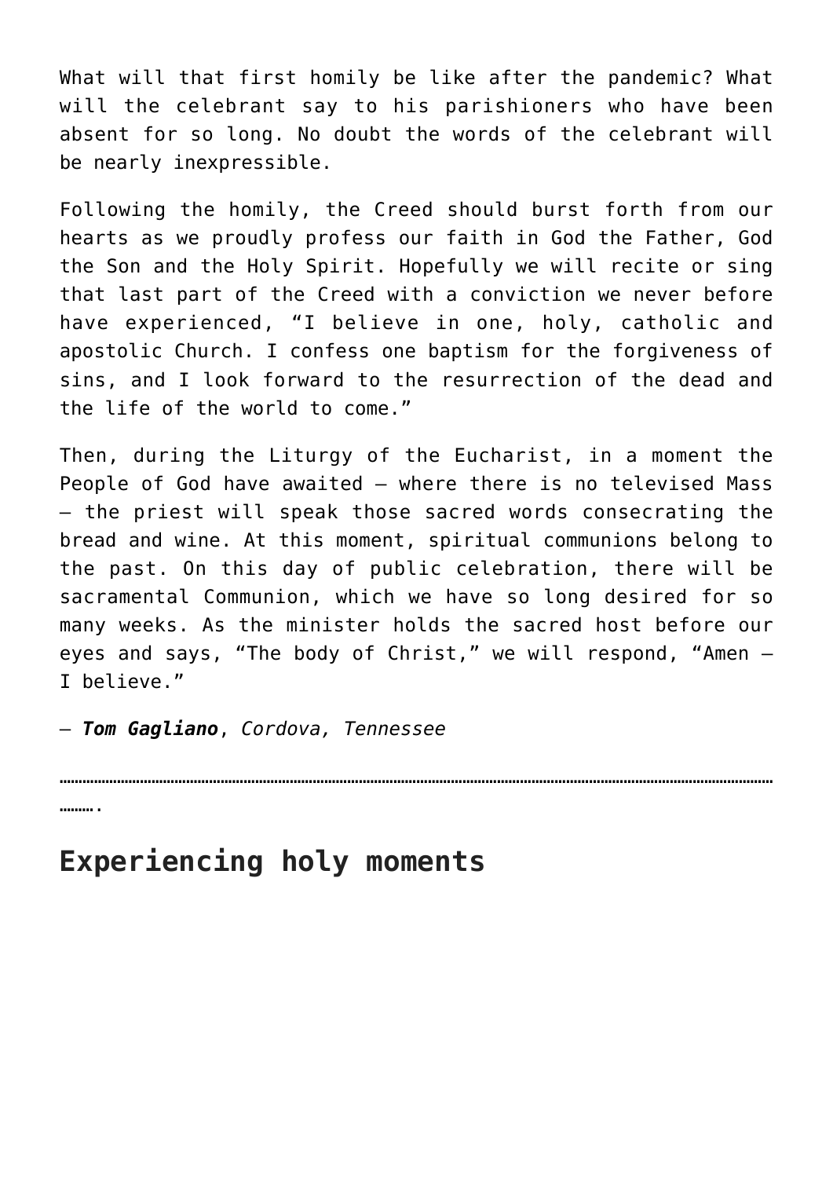What will that first homily be like after the pandemic? What will the celebrant say to his parishioners who have been absent for so long. No doubt the words of the celebrant will be nearly inexpressible.

Following the homily, the Creed should burst forth from our hearts as we proudly profess our faith in God the Father, God the Son and the Holy Spirit. Hopefully we will recite or sing that last part of the Creed with a conviction we never before have experienced, "I believe in one, holy, catholic and apostolic Church. I confess one baptism for the forgiveness of sins, and I look forward to the resurrection of the dead and the life of the world to come."

Then, during the Liturgy of the Eucharist, in a moment the People of God have awaited – where there is no televised Mass – the priest will speak those sacred words consecrating the bread and wine. At this moment, spiritual communions belong to the past. On this day of public celebration, there will be sacramental Communion, which we have so long desired for so many weeks. As the minister holds the sacred host before our eyes and says, "The body of Christ," we will respond, "Amen – I believe."

– ***Tom Gagliano***, *Cordova, Tennessee*

**……………………………………………………………………………………………………………………………………………….**

## Experiencing holy moments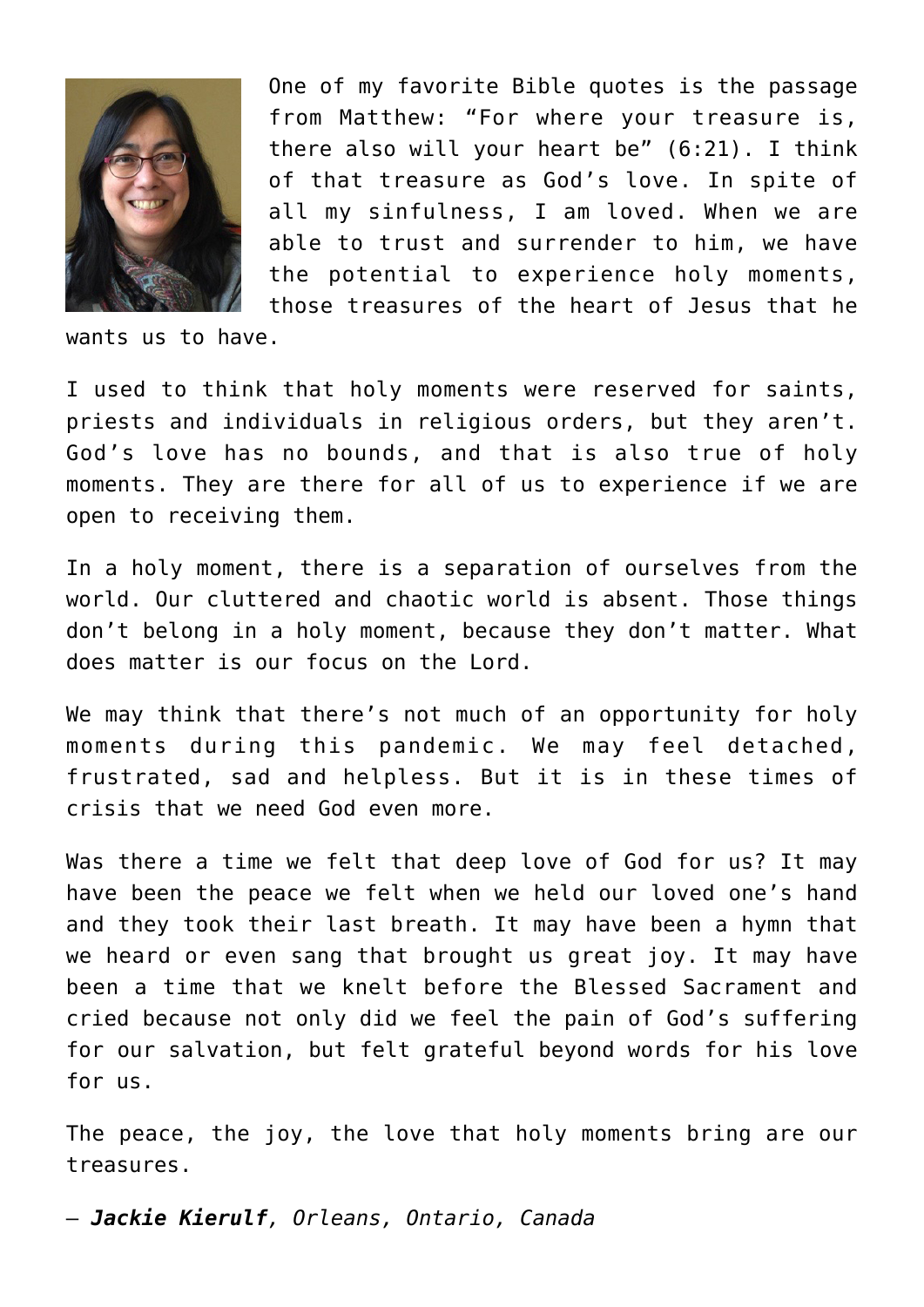One of my favorite Bible quotes is the passage from Matthew: “For where your treasure is, there also will your heart be” (6:21). I think of that treasure as God’s love. In spite of all my sinfulness, I am loved. When we are able to trust and surrender to him, we have the potential to experience holy moments, those treasures of the heart of Jesus that he wants us to have.

I used to think that holy moments were reserved for saints, priests and individuals in religious orders, but they aren’t. God’s love has no bounds, and that is also true of holy moments. They are there for all of us to experience if we are open to receiving them.

In a holy moment, there is a separation of ourselves from the world. Our cluttered and chaotic world is absent. Those things don’t belong in a holy moment, because they don’t matter. What does matter is our focus on the Lord.

We may think that there’s not much of an opportunity for holy moments during this pandemic. We may feel detached, frustrated, sad and helpless. But it is in these times of crisis that we need God even more.

Was there a time we felt that deep love of God for us? It may have been the peace we felt when we held our loved one’s hand and they took their last breath. It may have been a hymn that we heard or even sang that brought us great joy. It may have been a time that we knelt before the Blessed Sacrament and cried because not only did we feel the pain of God’s suffering for our salvation, but felt grateful beyond words for his love for us.

The peace, the joy, the love that holy moments bring are our treasures.

– ***Jackie Kierulf****, Orleans, Ontario, Canada*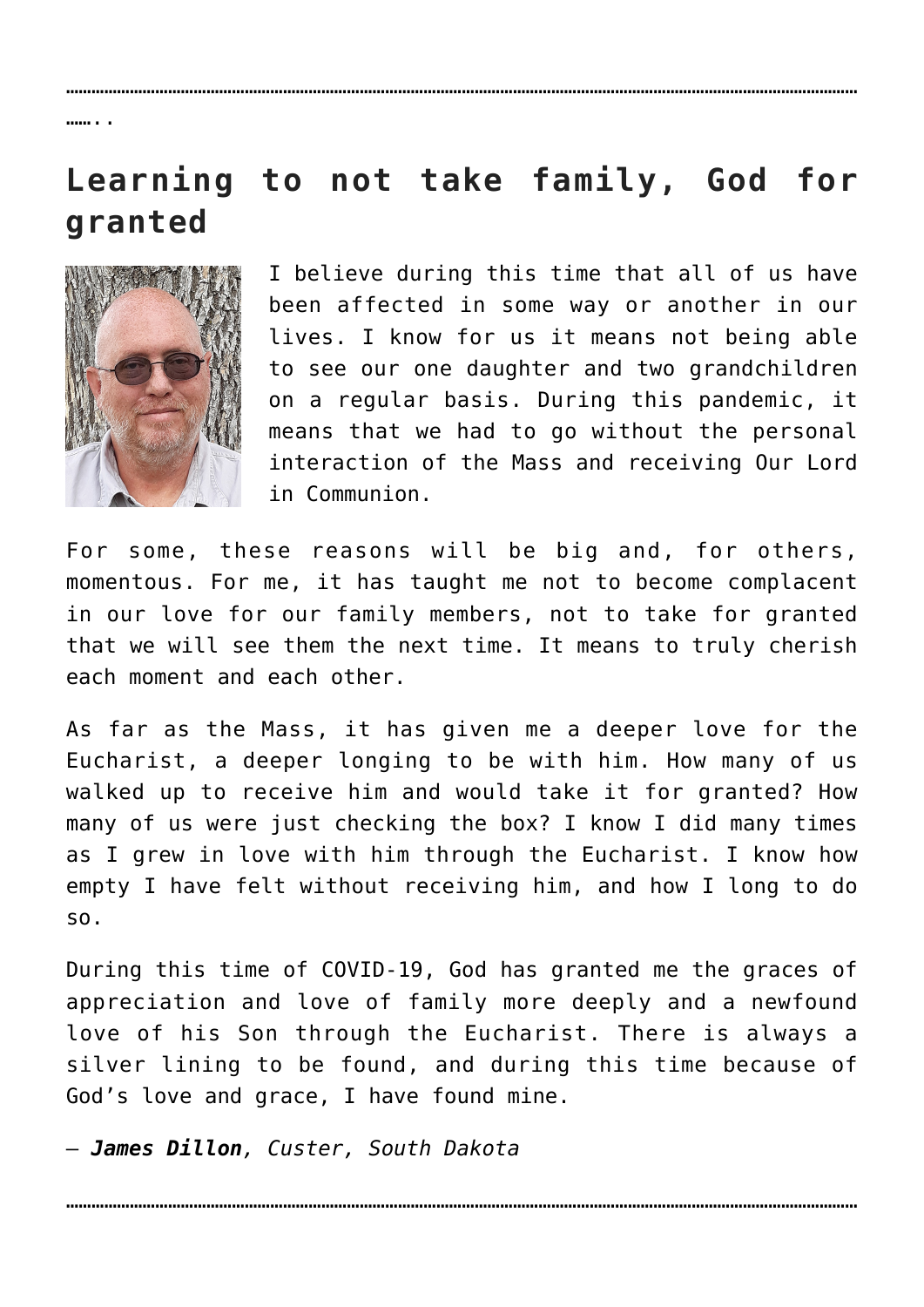……..

## Learning to not take family, God for granted

I believe during this time that all of us have been affected in some way or another in our lives. I know for us it means not being able to see our one daughter and two grandchildren on a regular basis. During this pandemic, it means that we had to go without the personal interaction of the Mass and receiving Our Lord in Communion.

For some, these reasons will be big and, for others, momentous. For me, it has taught me not to become complacent in our love for our family members, not to take for granted that we will see them the next time. It means to truly cherish each moment and each other.

As far as the Mass, it has given me a deeper love for the Eucharist, a deeper longing to be with him. How many of us walked up to receive him and would take it for granted? How many of us were just checking the box? I know I did many times as I grew in love with him through the Eucharist. I know how empty I have felt without receiving him, and how I long to do so.

During this time of COVID-19, God has granted me the graces of appreciation and love of family more deeply and a newfound love of his Son through the Eucharist. There is always a silver lining to be found, and during this time because of God's love and grace, I have found mine.

*— **James Dillon**, Custer, South Dakota*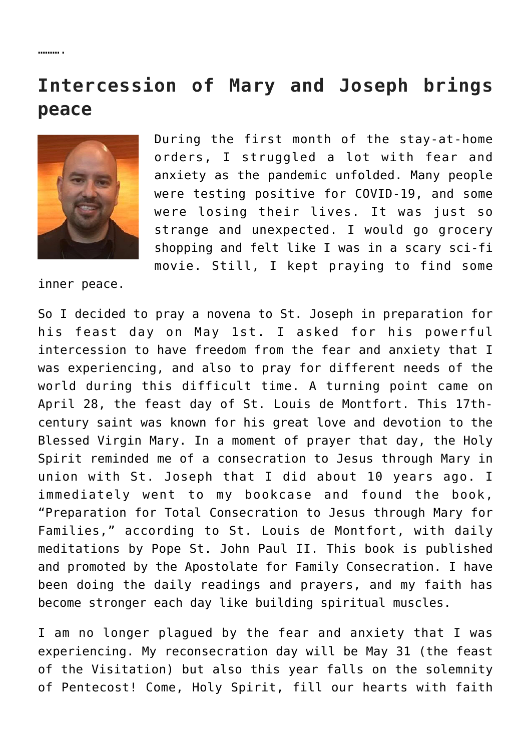……….

## Intercession of Mary and Joseph brings peace

During the first month of the stay-at-home orders, I struggled a lot with fear and anxiety as the pandemic unfolded. Many people were testing positive for COVID-19, and some were losing their lives. It was just so strange and unexpected. I would go grocery shopping and felt like I was in a scary sci-fi movie. Still, I kept praying to find some inner peace.

So I decided to pray a novena to St. Joseph in preparation for his feast day on May 1st. I asked for his powerful intercession to have freedom from the fear and anxiety that I was experiencing, and also to pray for different needs of the world during this difficult time. A turning point came on April 28, the feast day of St. Louis de Montfort. This 17th-century saint was known for his great love and devotion to the Blessed Virgin Mary. In a moment of prayer that day, the Holy Spirit reminded me of a consecration to Jesus through Mary in union with St. Joseph that I did about 10 years ago. I immediately went to my bookcase and found the book, "Preparation for Total Consecration to Jesus through Mary for Families," according to St. Louis de Montfort, with daily meditations by Pope St. John Paul II. This book is published and promoted by the Apostolate for Family Consecration. I have been doing the daily readings and prayers, and my faith has become stronger each day like building spiritual muscles.

I am no longer plagued by the fear and anxiety that I was experiencing. My reconsecration day will be May 31 (the feast of the Visitation) but also this year falls on the solemnity of Pentecost! Come, Holy Spirit, fill our hearts with faith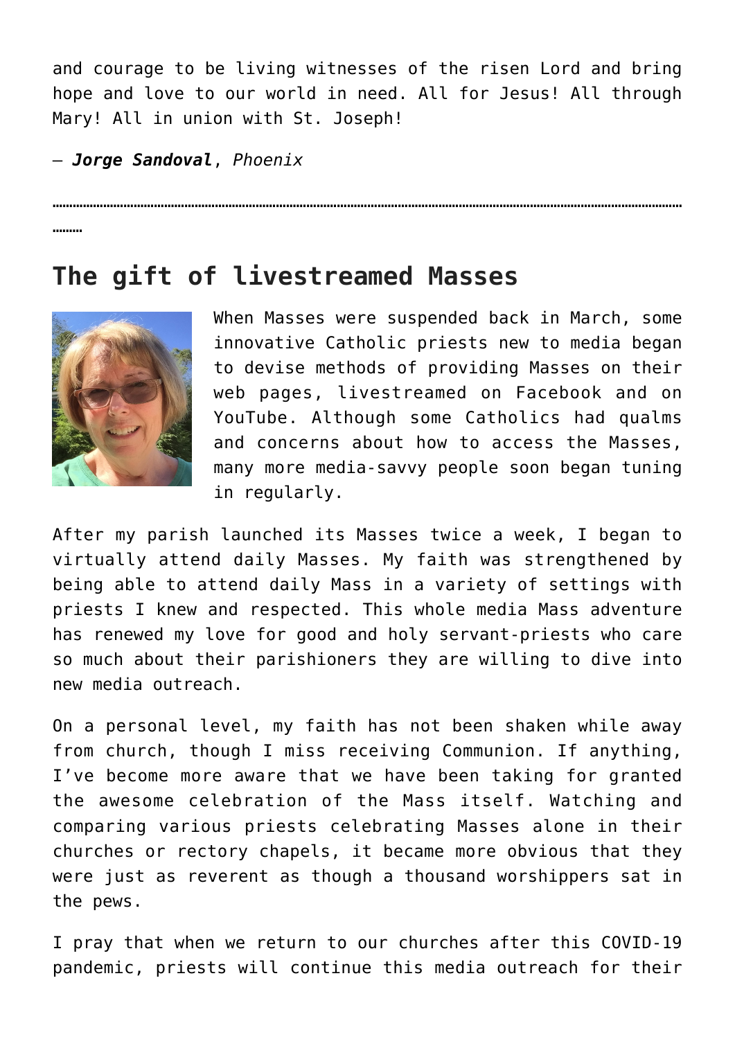and courage to be living witnesses of the risen Lord and bring hope and love to our world in need. All for Jesus! All through Mary! All in union with St. Joseph!

— ***Jorge Sandoval***, *Phoenix*

**…………………………………………………………………………………………………………………………………………………………………**

## The gift of livestreamed Masses

When Masses were suspended back in March, some innovative Catholic priests new to media began to devise methods of providing Masses on their web pages, livestreamed on Facebook and on YouTube. Although some Catholics had qualms and concerns about how to access the Masses, many more media-savvy people soon began tuning in regularly.

After my parish launched its Masses twice a week, I began to virtually attend daily Masses. My faith was strengthened by being able to attend daily Mass in a variety of settings with priests I knew and respected. This whole media Mass adventure has renewed my love for good and holy servant-priests who care so much about their parishioners they are willing to dive into new media outreach.

On a personal level, my faith has not been shaken while away from church, though I miss receiving Communion. If anything, I've become more aware that we have been taking for granted the awesome celebration of the Mass itself. Watching and comparing various priests celebrating Masses alone in their churches or rectory chapels, it became more obvious that they were just as reverent as though a thousand worshippers sat in the pews.

I pray that when we return to our churches after this COVID-19 pandemic, priests will continue this media outreach for their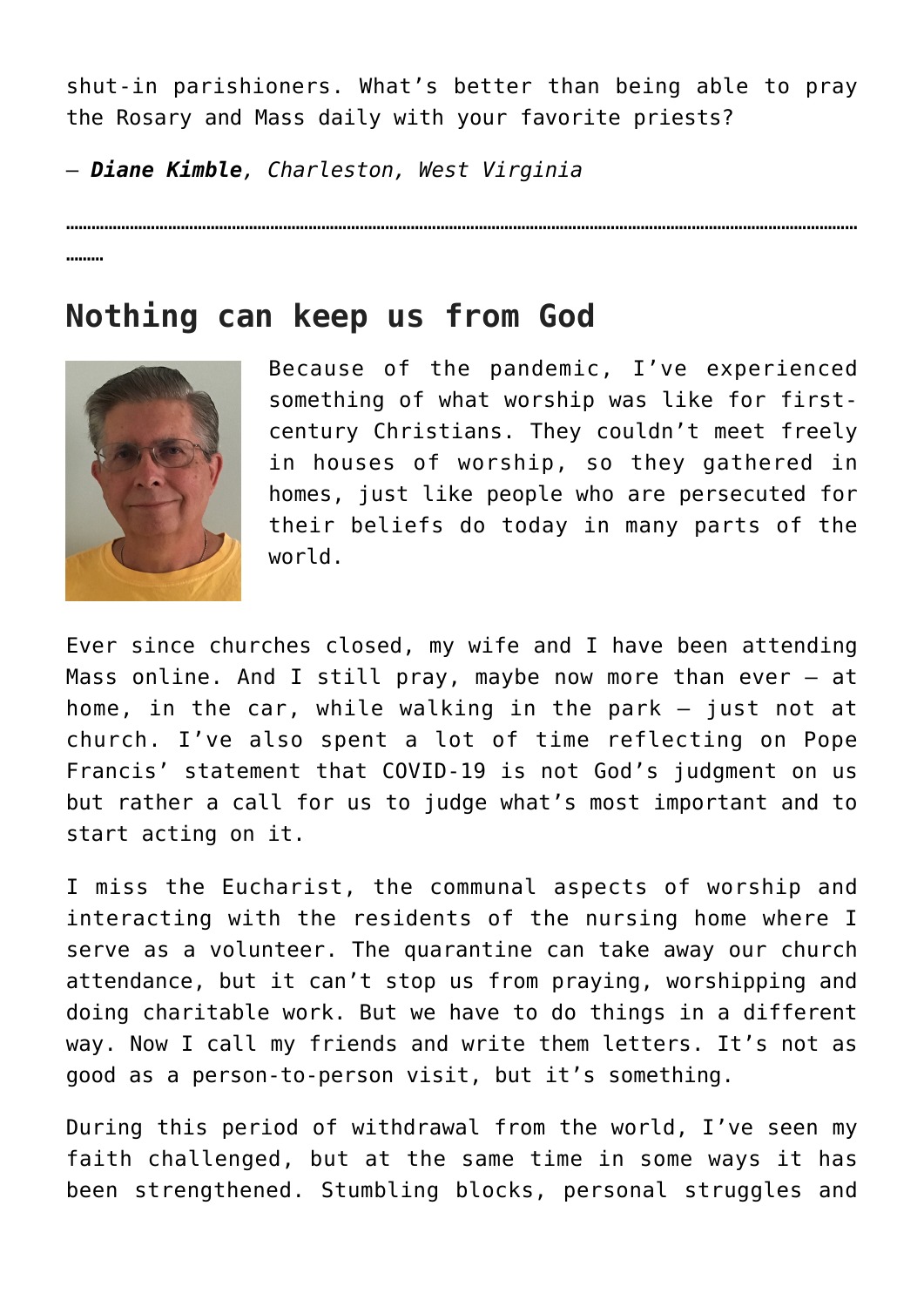shut-in parishioners. What's better than being able to pray the Rosary and Mass daily with your favorite priests?

– ***Diane Kimble****, Charleston, West Virginia*

………………………………………………………………………………………………………………………………………………………………

## Nothing can keep us from God

Because of the pandemic, I've experienced something of what worship was like for first-century Christians. They couldn't meet freely in houses of worship, so they gathered in homes, just like people who are persecuted for their beliefs do today in many parts of the world.

Ever since churches closed, my wife and I have been attending Mass online. And I still pray, maybe now more than ever – at home, in the car, while walking in the park – just not at church. I've also spent a lot of time reflecting on Pope Francis' statement that COVID-19 is not God's judgment on us but rather a call for us to judge what's most important and to start acting on it.

I miss the Eucharist, the communal aspects of worship and interacting with the residents of the nursing home where I serve as a volunteer. The quarantine can take away our church attendance, but it can't stop us from praying, worshipping and doing charitable work. But we have to do things in a different way. Now I call my friends and write them letters. It's not as good as a person-to-person visit, but it's something.

During this period of withdrawal from the world, I've seen my faith challenged, but at the same time in some ways it has been strengthened. Stumbling blocks, personal struggles and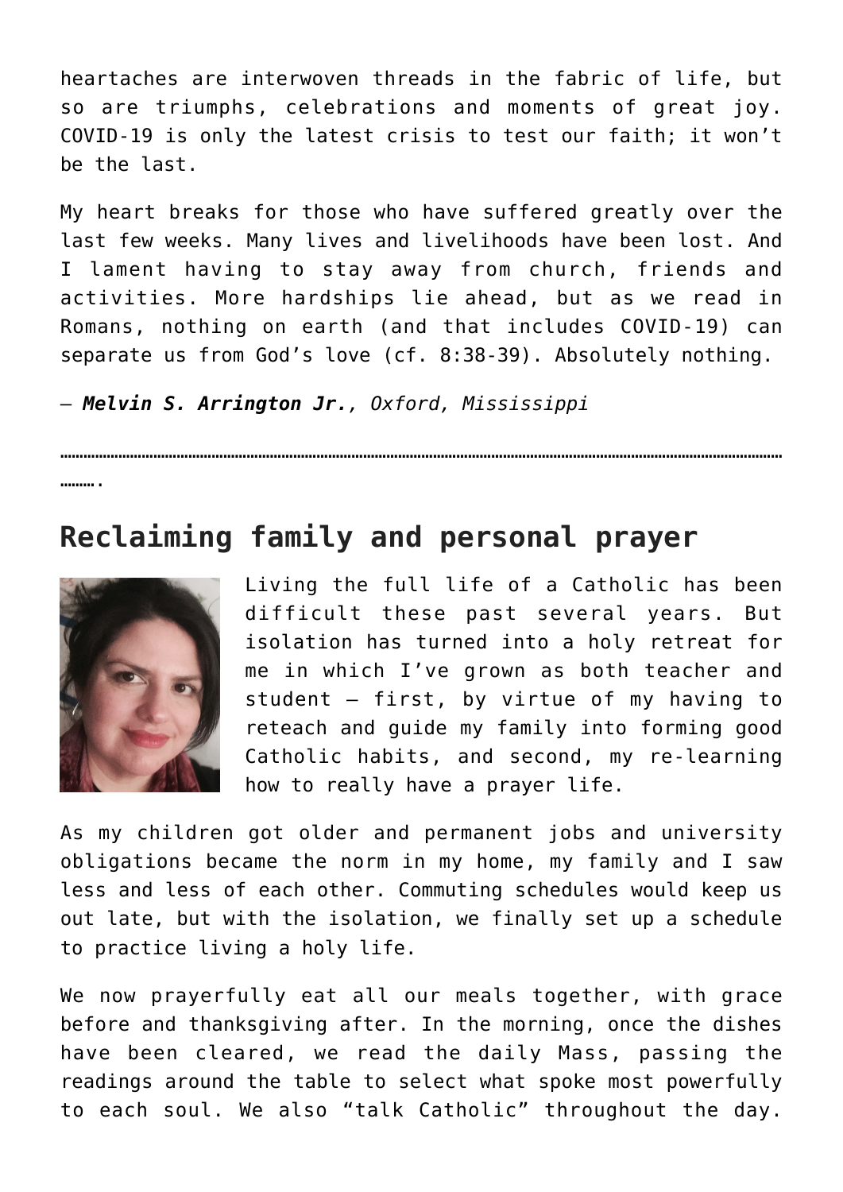heartaches are interwoven threads in the fabric of life, but so are triumphs, celebrations and moments of great joy. COVID-19 is only the latest crisis to test our faith; it won't be the last.

My heart breaks for those who have suffered greatly over the last few weeks. Many lives and livelihoods have been lost. And I lament having to stay away from church, friends and activities. More hardships lie ahead, but as we read in Romans, nothing on earth (and that includes COVID-19) can separate us from God's love (cf. 8:38-39). Absolutely nothing.

— ***Melvin S. Arrington Jr.**, Oxford, Mississippi*

**…………………………………………………………………………………………………………………………………………………………………….**

## Reclaiming family and personal prayer

Living the full life of a Catholic has been difficult these past several years. But isolation has turned into a holy retreat for me in which I've grown as both teacher and student — first, by virtue of my having to reteach and guide my family into forming good Catholic habits, and second, my re-learning how to really have a prayer life.

As my children got older and permanent jobs and university obligations became the norm in my home, my family and I saw less and less of each other. Commuting schedules would keep us out late, but with the isolation, we finally set up a schedule to practice living a holy life.

We now prayerfully eat all our meals together, with grace before and thanksgiving after. In the morning, once the dishes have been cleared, we read the daily Mass, passing the readings around the table to select what spoke most powerfully to each soul. We also "talk Catholic" throughout the day.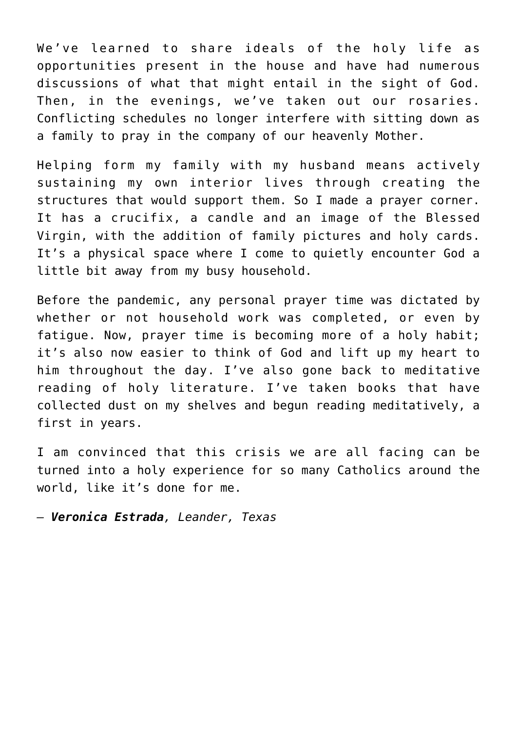We've learned to share ideals of the holy life as opportunities present in the house and have had numerous discussions of what that might entail in the sight of God. Then, in the evenings, we've taken out our rosaries. Conflicting schedules no longer interfere with sitting down as a family to pray in the company of our heavenly Mother.

Helping form my family with my husband means actively sustaining my own interior lives through creating the structures that would support them. So I made a prayer corner. It has a crucifix, a candle and an image of the Blessed Virgin, with the addition of family pictures and holy cards. It's a physical space where I come to quietly encounter God a little bit away from my busy household.

Before the pandemic, any personal prayer time was dictated by whether or not household work was completed, or even by fatigue. Now, prayer time is becoming more of a holy habit; it's also now easier to think of God and lift up my heart to him throughout the day. I've also gone back to meditative reading of holy literature. I've taken books that have collected dust on my shelves and begun reading meditatively, a first in years.

I am convinced that this crisis we are all facing can be turned into a holy experience for so many Catholics around the world, like it's done for me.

*— **Veronica Estrada**, Leander, Texas*